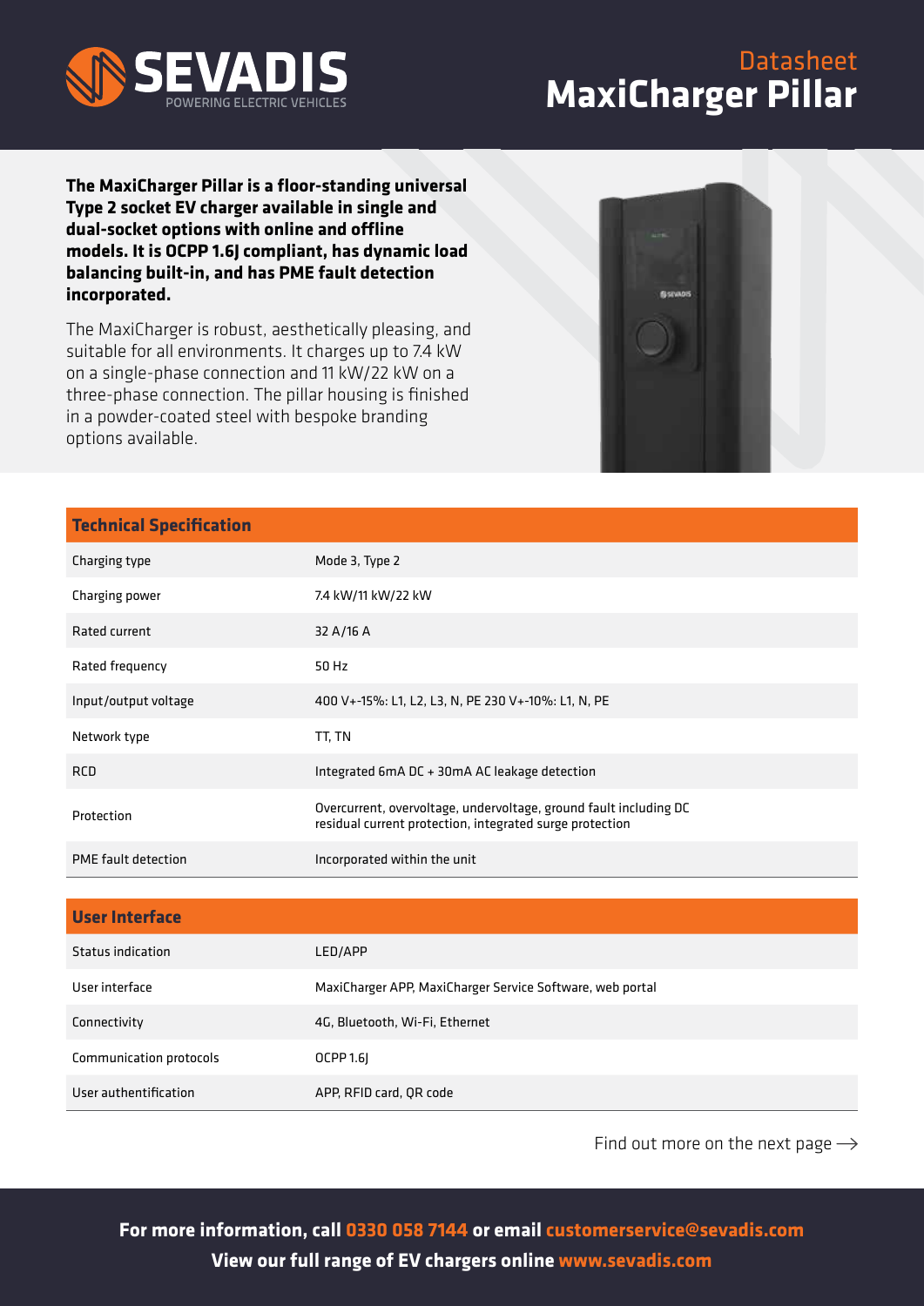SEVADIS
POWERING ELECTRIC VEHICLES

# Datasheet
# MaxiCharger Pillar

**The MaxiCharger Pillar is a floor-standing universal Type 2 socket EV charger available in single and dual-socket options with online and offline models. It is OCPP 1.6J compliant, has dynamic load balancing built-in, and has PME fault detection incorporated.**

The MaxiCharger is robust, aesthetically pleasing, and suitable for all environments. It charges up to 7.4 kW on a single-phase connection and 11 kW/22 kW on a three-phase connection. The pillar housing is finished in a powder-coated steel with bespoke branding options available.

| Technical Specification | |
|---|---|
| Charging type | Mode 3, Type 2 |
| Charging power | 7.4 kW/11 kW/22 kW |
| Rated current | 32 A/16 A |
| Rated frequency | 50 Hz |
| Input/output voltage | 400 V+-15%: L1, L2, L3, N, PE 230 V+-10%: L1, N, PE |
| Network type | TT, TN |
| RCD | Integrated 6mA DC + 30mA AC leakage detection |
| Protection | Overcurrent, overvoltage, undervoltage, ground fault including DC residual current protection, integrated surge protection |
| PME fault detection | Incorporated within the unit |

| User Interface | |
|---|---|
| Status indication | LED/APP |
| User interface | MaxiCharger APP, MaxiCharger Service Software, web portal |
| Connectivity | 4G, Bluetooth, Wi-Fi, Ethernet |
| Communication protocols | OCPP 1.6J |
| User authentification | APP, RFID card, QR code |

Find out more on the next page →

**For more information, call 0330 058 7144 or email customerservice@sevadis.com**
**View our full range of EV chargers online www.sevadis.com**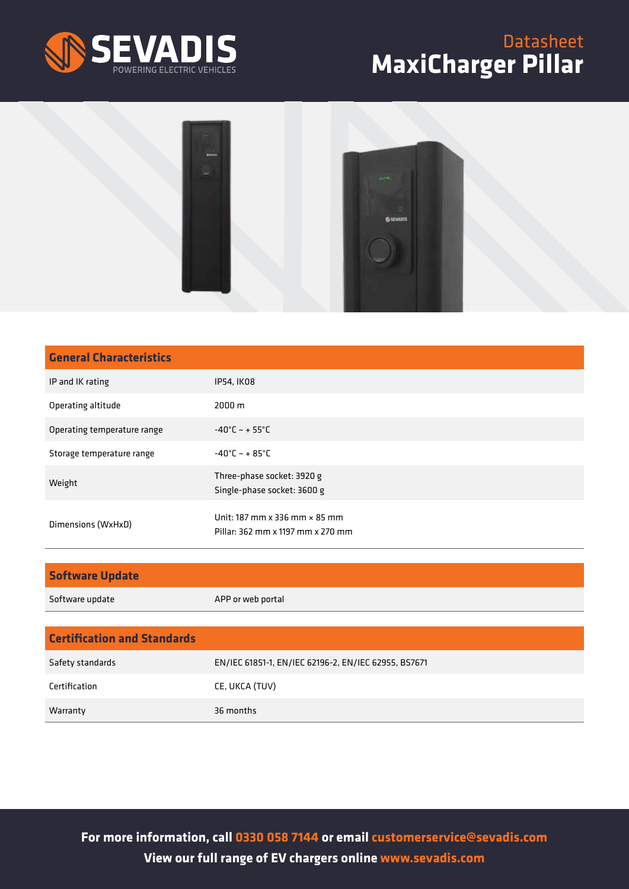# SEVADIS

POWERING ELECTRIC VEHICLES

Datasheet

# MaxiCharger Pillar

## General Characteristics

| | |
|---|---|
| IP and IK rating | IP54, IK08 |
| Operating altitude | 2000 m |
| Operating temperature range | -40°C ~ + 55°C |
| Storage temperature range | -40°C ~ + 85°C |
| Weight | Three-phase socket: 3920 g<br>Single-phase socket: 3600 g |
| Dimensions (WxHxD) | Unit: 187 mm x 336 mm × 85 mm<br>Pillar: 362 mm x 1197 mm x 270 mm |

## Software Update

| | |
|---|---|
| Software update | APP or web portal |

## Certification and Standards

| | |
|---|---|
| Safety standards | EN/IEC 61851-1, EN/IEC 62196-2, EN/IEC 62955, BS7671 |
| Certification | CE, UKCA (TUV) |
| Warranty | 36 months |

**For more information, call 0330 058 7144 or email customerservice@sevadis.com**

**View our full range of EV chargers online www.sevadis.com**